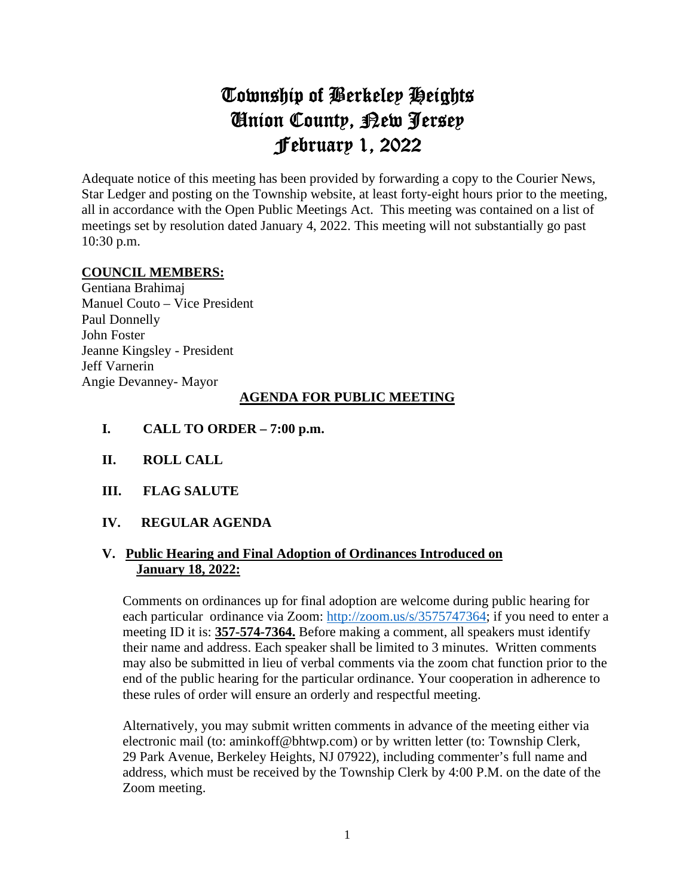# Township of Berkeley Heights
# Union County, New Jersey
# February 1, 2022

Adequate notice of this meeting has been provided by forwarding a copy to the Courier News, Star Ledger and posting on the Township website, at least forty-eight hours prior to the meeting, all in accordance with the Open Public Meetings Act. This meeting was contained on a list of meetings set by resolution dated January 4, 2022. This meeting will not substantially go past 10:30 p.m.

**COUNCIL MEMBERS:**

Gentiana Brahimaj
Manuel Couto – Vice President
Paul Donnelly
John Foster
Jeanne Kingsley - President
Jeff Varnerin
Angie Devanney- Mayor

## AGENDA FOR PUBLIC MEETING

**I. CALL TO ORDER – 7:00 p.m.**

**II. ROLL CALL**

**III. FLAG SALUTE**

**IV. REGULAR AGENDA**

**V. Public Hearing and Final Adoption of Ordinances Introduced on January 18, 2022:**

Comments on ordinances up for final adoption are welcome during public hearing for each particular ordinance via Zoom: http://zoom.us/s/3575747364; if you need to enter a meeting ID it is: **357-574-7364.** Before making a comment, all speakers must identify their name and address. Each speaker shall be limited to 3 minutes. Written comments may also be submitted in lieu of verbal comments via the zoom chat function prior to the end of the public hearing for the particular ordinance. Your cooperation in adherence to these rules of order will ensure an orderly and respectful meeting.

Alternatively, you may submit written comments in advance of the meeting either via electronic mail (to: aminkoff@bhtwp.com) or by written letter (to: Township Clerk, 29 Park Avenue, Berkeley Heights, NJ 07922), including commenter's full name and address, which must be received by the Township Clerk by 4:00 P.M. on the date of the Zoom meeting.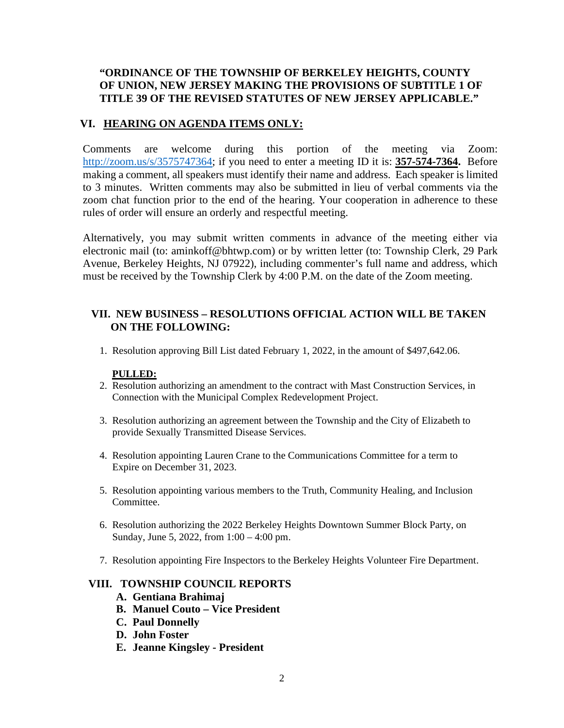**"ORDINANCE OF THE TOWNSHIP OF BERKELEY HEIGHTS, COUNTY OF UNION, NEW JERSEY MAKING THE PROVISIONS OF SUBTITLE 1 OF TITLE 39 OF THE REVISED STATUTES OF NEW JERSEY APPLICABLE."**

## VI. HEARING ON AGENDA ITEMS ONLY:

Comments are welcome during this portion of the meeting via Zoom: http://zoom.us/s/3575747364; if you need to enter a meeting ID it is: **357-574-7364.** Before making a comment, all speakers must identify their name and address. Each speaker is limited to 3 minutes. Written comments may also be submitted in lieu of verbal comments via the zoom chat function prior to the end of the hearing. Your cooperation in adherence to these rules of order will ensure an orderly and respectful meeting.

Alternatively, you may submit written comments in advance of the meeting either via electronic mail (to: aminkoff@bhtwp.com) or by written letter (to: Township Clerk, 29 Park Avenue, Berkeley Heights, NJ 07922), including commenter's full name and address, which must be received by the Township Clerk by 4:00 P.M. on the date of the Zoom meeting.

## VII. NEW BUSINESS – RESOLUTIONS OFFICIAL ACTION WILL BE TAKEN ON THE FOLLOWING:

1. Resolution approving Bill List dated February 1, 2022, in the amount of $497,642.06.

   **PULLED:**

2. Resolution authorizing an amendment to the contract with Mast Construction Services, in Connection with the Municipal Complex Redevelopment Project.

3. Resolution authorizing an agreement between the Township and the City of Elizabeth to provide Sexually Transmitted Disease Services.

4. Resolution appointing Lauren Crane to the Communications Committee for a term to Expire on December 31, 2023.

5. Resolution appointing various members to the Truth, Community Healing, and Inclusion Committee.

6. Resolution authorizing the 2022 Berkeley Heights Downtown Summer Block Party, on Sunday, June 5, 2022, from 1:00 – 4:00 pm.

7. Resolution appointing Fire Inspectors to the Berkeley Heights Volunteer Fire Department.

## VIII. TOWNSHIP COUNCIL REPORTS

- **A. Gentiana Brahimaj**
- **B. Manuel Couto – Vice President**
- **C. Paul Donnelly**
- **D. John Foster**
- **E. Jeanne Kingsley - President**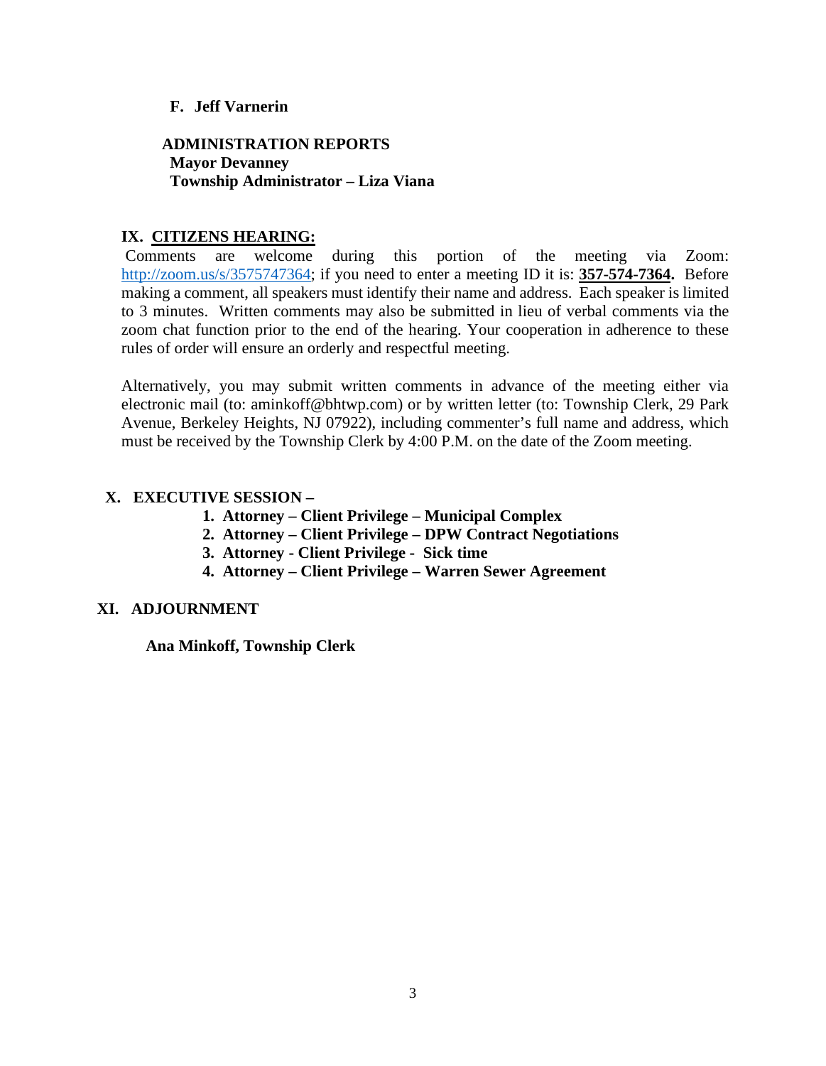**F. Jeff Varnerin**

**ADMINISTRATION REPORTS**
**Mayor Devanney**
**Township Administrator – Liza Viana**

## IX. CITIZENS HEARING:

Comments are welcome during this portion of the meeting via Zoom: http://zoom.us/s/3575747364; if you need to enter a meeting ID it is: **357-574-7364.** Before making a comment, all speakers must identify their name and address. Each speaker is limited to 3 minutes. Written comments may also be submitted in lieu of verbal comments via the zoom chat function prior to the end of the hearing. Your cooperation in adherence to these rules of order will ensure an orderly and respectful meeting.

Alternatively, you may submit written comments in advance of the meeting either via electronic mail (to: aminkoff@bhtwp.com) or by written letter (to: Township Clerk, 29 Park Avenue, Berkeley Heights, NJ 07922), including commenter's full name and address, which must be received by the Township Clerk by 4:00 P.M. on the date of the Zoom meeting.

## X. EXECUTIVE SESSION –

1. **Attorney – Client Privilege – Municipal Complex**
2. **Attorney – Client Privilege – DPW Contract Negotiations**
3. **Attorney - Client Privilege - Sick time**
4. **Attorney – Client Privilege – Warren Sewer Agreement**

## XI. ADJOURNMENT

**Ana Minkoff, Township Clerk**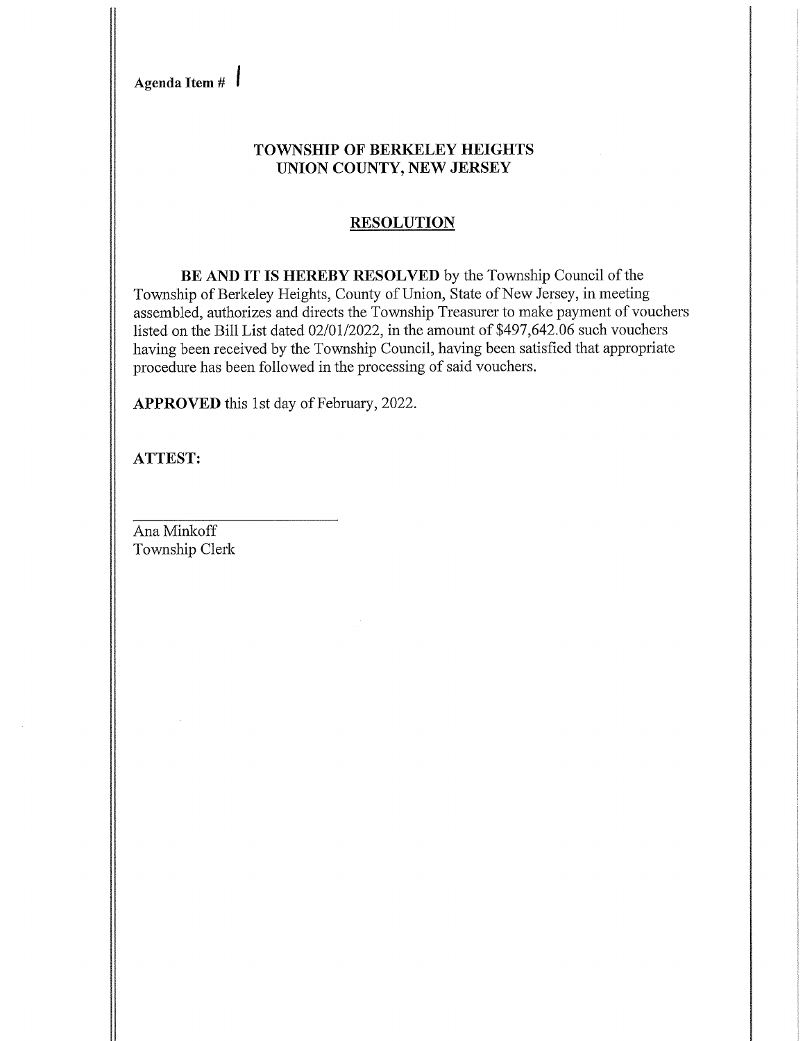**Agenda Item #** 1

**TOWNSHIP OF BERKELEY HEIGHTS**
**UNION COUNTY, NEW JERSEY**

**RESOLUTION**

**BE AND IT IS HEREBY RESOLVED** by the Township Council of the Township of Berkeley Heights, County of Union, State of New Jersey, in meeting assembled, authorizes and directs the Township Treasurer to make payment of vouchers listed on the Bill List dated 02/01/2022, in the amount of $497,642.06 such vouchers having been received by the Township Council, having been satisfied that appropriate procedure has been followed in the processing of said vouchers.

**APPROVED** this 1st day of February, 2022.

**ATTEST:**

\_\_\_\_\_\_\_\_\_\_\_\_\_\_\_\_\_\_\_\_\_\_\_\_\_\_\_\_

Ana Minkoff
Township Clerk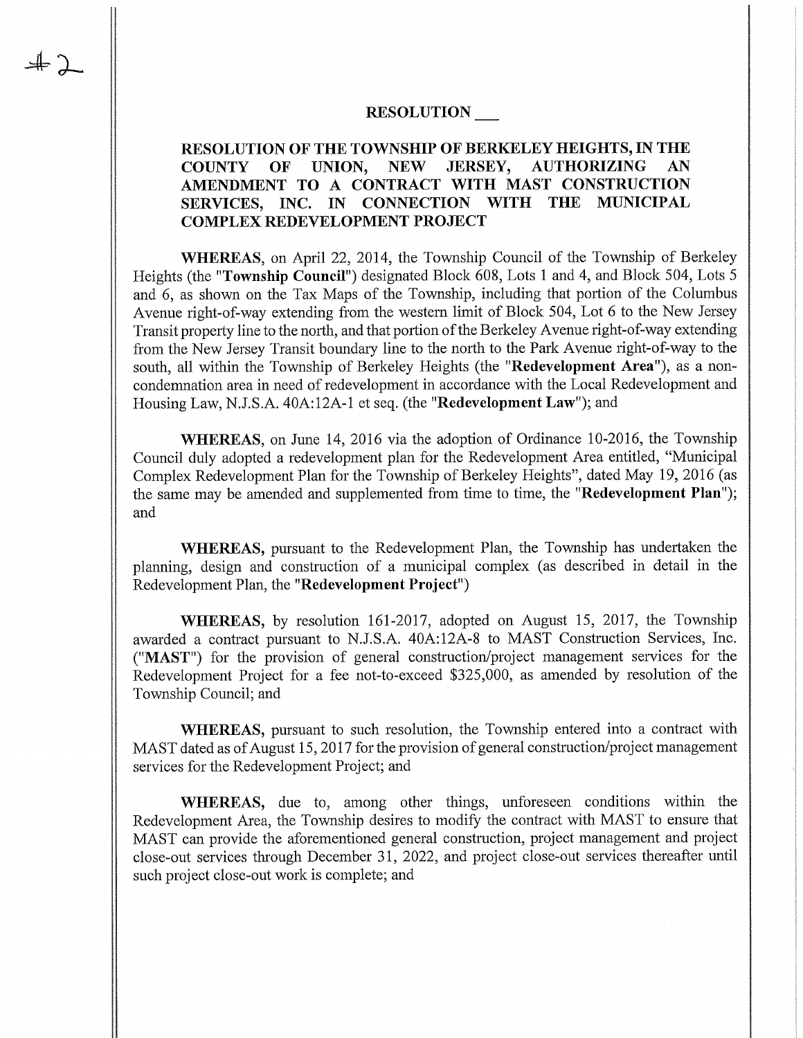#2

## RESOLUTION ___

### RESOLUTION OF THE TOWNSHIP OF BERKELEY HEIGHTS, IN THE COUNTY OF UNION, NEW JERSEY, AUTHORIZING AN AMENDMENT TO A CONTRACT WITH MAST CONSTRUCTION SERVICES, INC. IN CONNECTION WITH THE MUNICIPAL COMPLEX REDEVELOPMENT PROJECT

**WHEREAS**, on April 22, 2014, the Township Council of the Township of Berkeley Heights (the "**Township Council**") designated Block 608, Lots 1 and 4, and Block 504, Lots 5 and 6, as shown on the Tax Maps of the Township, including that portion of the Columbus Avenue right-of-way extending from the western limit of Block 504, Lot 6 to the New Jersey Transit property line to the north, and that portion of the Berkeley Avenue right-of-way extending from the New Jersey Transit boundary line to the north to the Park Avenue right-of-way to the south, all within the Township of Berkeley Heights (the "**Redevelopment Area**"), as a non-condemnation area in need of redevelopment in accordance with the Local Redevelopment and Housing Law, N.J.S.A. 40A:12A-1 et seq. (the "**Redevelopment Law**"); and

**WHEREAS**, on June 14, 2016 via the adoption of Ordinance 10-2016, the Township Council duly adopted a redevelopment plan for the Redevelopment Area entitled, "Municipal Complex Redevelopment Plan for the Township of Berkeley Heights", dated May 19, 2016 (as the same may be amended and supplemented from time to time, the "**Redevelopment Plan**"); and

**WHEREAS,** pursuant to the Redevelopment Plan, the Township has undertaken the planning, design and construction of a municipal complex (as described in detail in the Redevelopment Plan, the "**Redevelopment Project**")

**WHEREAS,** by resolution 161-2017, adopted on August 15, 2017, the Township awarded a contract pursuant to N.J.S.A. 40A:12A-8 to MAST Construction Services, Inc. ("**MAST**") for the provision of general construction/project management services for the Redevelopment Project for a fee not-to-exceed $325,000, as amended by resolution of the Township Council; and

**WHEREAS,** pursuant to such resolution, the Township entered into a contract with MAST dated as of August 15, 2017 for the provision of general construction/project management services for the Redevelopment Project; and

**WHEREAS,** due to, among other things, unforeseen conditions within the Redevelopment Area, the Township desires to modify the contract with MAST to ensure that MAST can provide the aforementioned general construction, project management and project close-out services through December 31, 2022, and project close-out services thereafter until such project close-out work is complete; and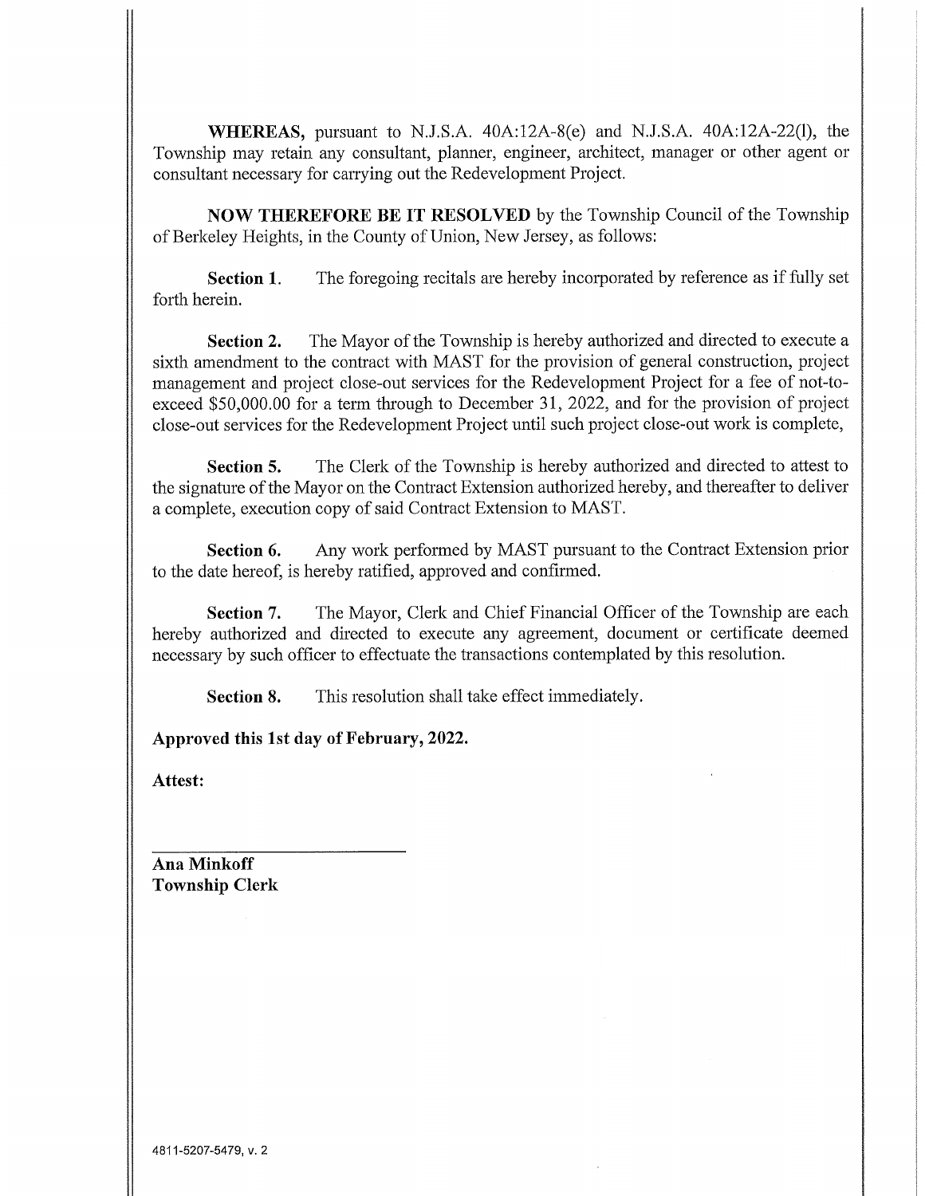**WHEREAS,** pursuant to N.J.S.A. 40A:12A-8(e) and N.J.S.A. 40A:12A-22(l), the Township may retain any consultant, planner, engineer, architect, manager or other agent or consultant necessary for carrying out the Redevelopment Project.

**NOW THEREFORE BE IT RESOLVED** by the Township Council of the Township of Berkeley Heights, in the County of Union, New Jersey, as follows:

**Section 1.** The foregoing recitals are hereby incorporated by reference as if fully set forth herein.

**Section 2.** The Mayor of the Township is hereby authorized and directed to execute a sixth amendment to the contract with MAST for the provision of general construction, project management and project close-out services for the Redevelopment Project for a fee of not-to-exceed $50,000.00 for a term through to December 31, 2022, and for the provision of project close-out services for the Redevelopment Project until such project close-out work is complete,

**Section 5.** The Clerk of the Township is hereby authorized and directed to attest to the signature of the Mayor on the Contract Extension authorized hereby, and thereafter to deliver a complete, execution copy of said Contract Extension to MAST.

**Section 6.** Any work performed by MAST pursuant to the Contract Extension prior to the date hereof, is hereby ratified, approved and confirmed.

**Section 7.** The Mayor, Clerk and Chief Financial Officer of the Township are each hereby authorized and directed to execute any agreement, document or certificate deemed necessary by such officer to effectuate the transactions contemplated by this resolution.

**Section 8.** This resolution shall take effect immediately.

**Approved this 1st day of February, 2022.**

**Attest:**

\_\_\_\_\_\_\_\_\_\_\_\_\_\_\_\_\_\_\_\_\_\_\_\_\_\_\_\_

**Ana Minkoff**
**Township Clerk**

4811-5207-5479, v. 2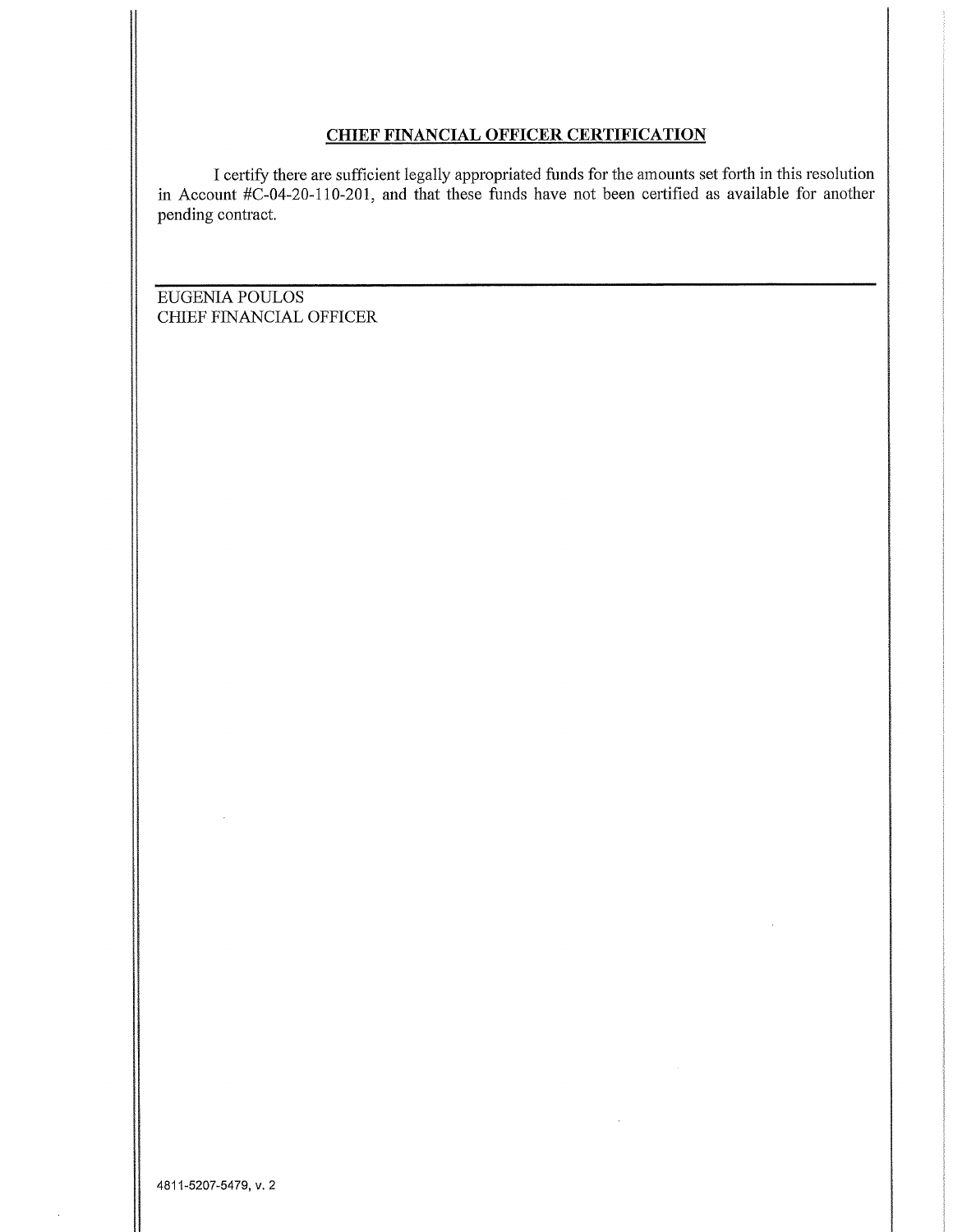## CHIEF FINANCIAL OFFICER CERTIFICATION

I certify there are sufficient legally appropriated funds for the amounts set forth in this resolution in Account #C-04-20-110-201, and that these funds have not been certified as available for another pending contract.

EUGENIA POULOS
CHIEF FINANCIAL OFFICER

4811-5207-5479, v. 2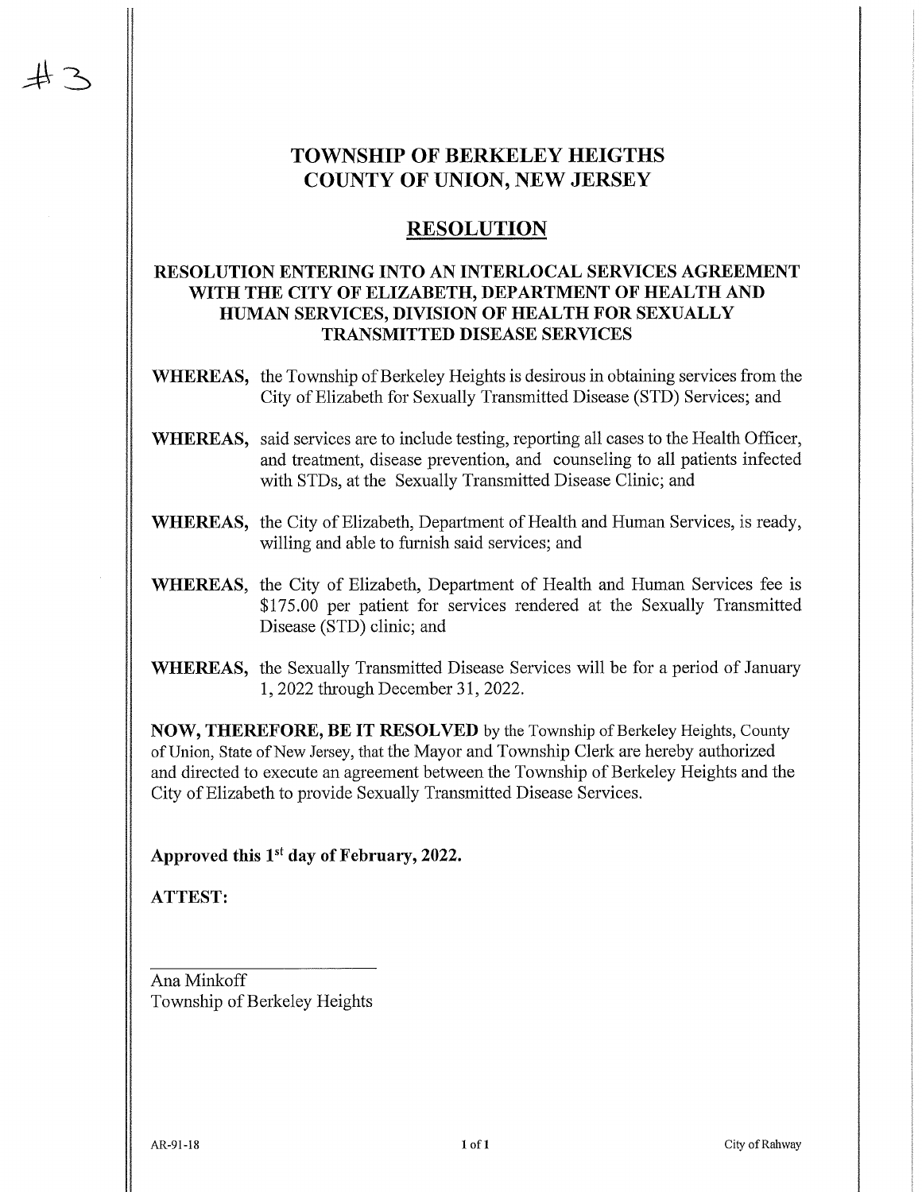#3

# TOWNSHIP OF BERKELEY HEIGTHS
# COUNTY OF UNION, NEW JERSEY

## RESOLUTION

### RESOLUTION ENTERING INTO AN INTERLOCAL SERVICES AGREEMENT WITH THE CITY OF ELIZABETH, DEPARTMENT OF HEALTH AND HUMAN SERVICES, DIVISION OF HEALTH FOR SEXUALLY TRANSMITTED DISEASE SERVICES

**WHEREAS,** the Township of Berkeley Heights is desirous in obtaining services from the City of Elizabeth for Sexually Transmitted Disease (STD) Services; and

**WHEREAS,** said services are to include testing, reporting all cases to the Health Officer, and treatment, disease prevention, and counseling to all patients infected with STDs, at the Sexually Transmitted Disease Clinic; and

**WHEREAS,** the City of Elizabeth, Department of Health and Human Services, is ready, willing and able to furnish said services; and

**WHEREAS,** the City of Elizabeth, Department of Health and Human Services fee is $175.00 per patient for services rendered at the Sexually Transmitted Disease (STD) clinic; and

**WHEREAS,** the Sexually Transmitted Disease Services will be for a period of January 1, 2022 through December 31, 2022.

**NOW, THEREFORE, BE IT RESOLVED** by the Township of Berkeley Heights, County of Union, State of New Jersey, that the Mayor and Township Clerk are hereby authorized and directed to execute an agreement between the Township of Berkeley Heights and the City of Elizabeth to provide Sexually Transmitted Disease Services.

**Approved this 1st day of February, 2022.**

**ATTEST:**

_______________________

Ana Minkoff
Township of Berkeley Heights

AR-91-18 City of Rahway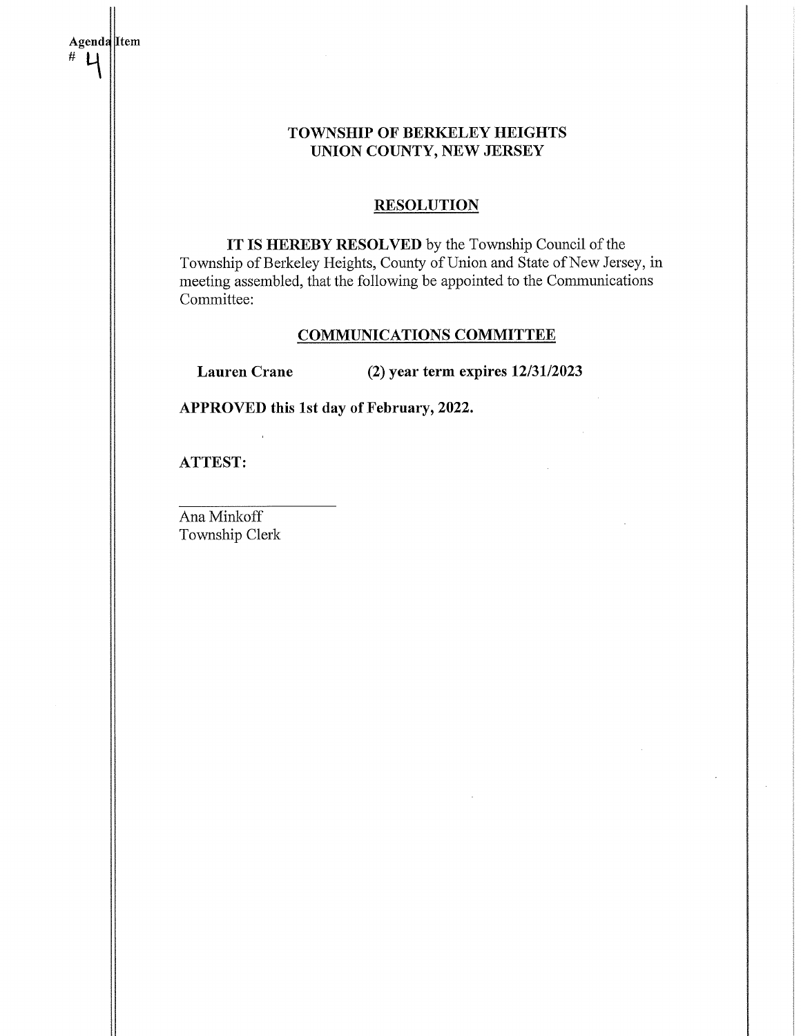Agenda Item
# 4

**TOWNSHIP OF BERKELEY HEIGHTS**
**UNION COUNTY, NEW JERSEY**

## RESOLUTION

**IT IS HEREBY RESOLVED** by the Township Council of the Township of Berkeley Heights, County of Union and State of New Jersey, in meeting assembled, that the following be appointed to the Communications Committee:

### COMMUNICATIONS COMMITTEE

**Lauren Crane** **(2) year term expires 12/31/2023**

**APPROVED this 1st day of February, 2022.**

**ATTEST:**

______________________
Ana Minkoff
Township Clerk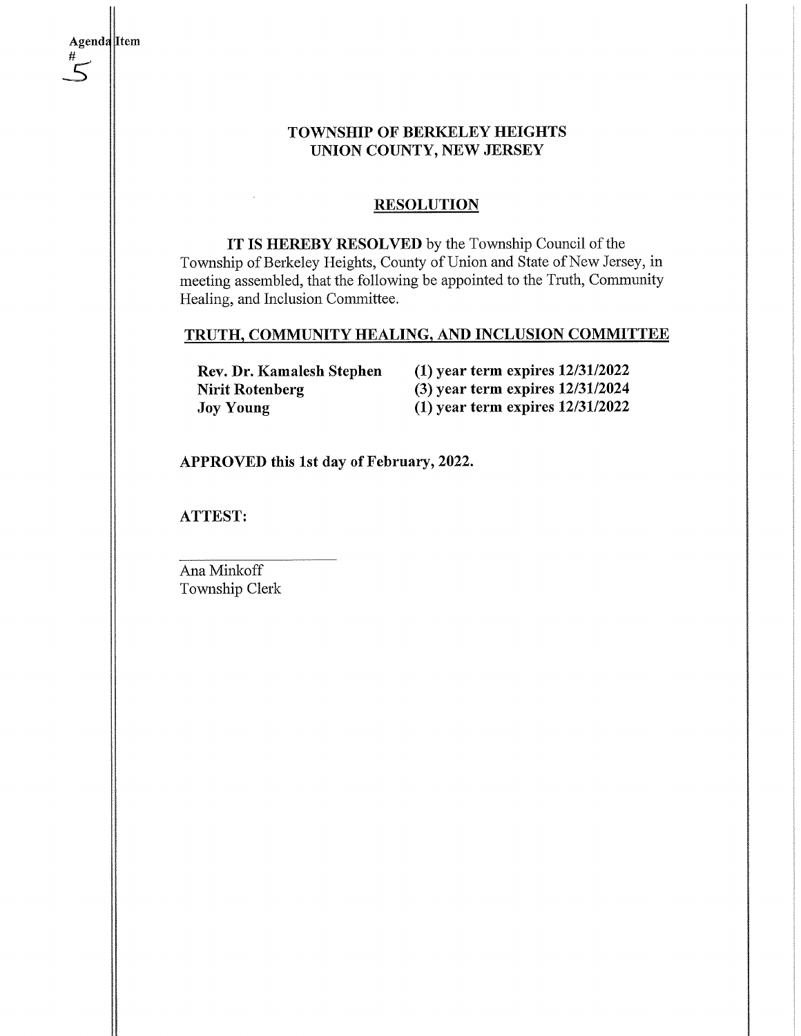Agenda Item
# 5

## TOWNSHIP OF BERKELEY HEIGHTS
## UNION COUNTY, NEW JERSEY

### RESOLUTION

**IT IS HEREBY RESOLVED** by the Township Council of the Township of Berkeley Heights, County of Union and State of New Jersey, in meeting assembled, that the following be appointed to the Truth, Community Healing, and Inclusion Committee.

### TRUTH, COMMUNITY HEALING, AND INCLUSION COMMITTEE

| | |
|---|---|
| **Rev. Dr. Kamalesh Stephen** | **(1) year term expires 12/31/2022** |
| **Nirit Rotenberg** | **(3) year term expires 12/31/2024** |
| **Joy Young** | **(1) year term expires 12/31/2022** |

**APPROVED this 1st day of February, 2022.**

**ATTEST:**

______________________
Ana Minkoff
Township Clerk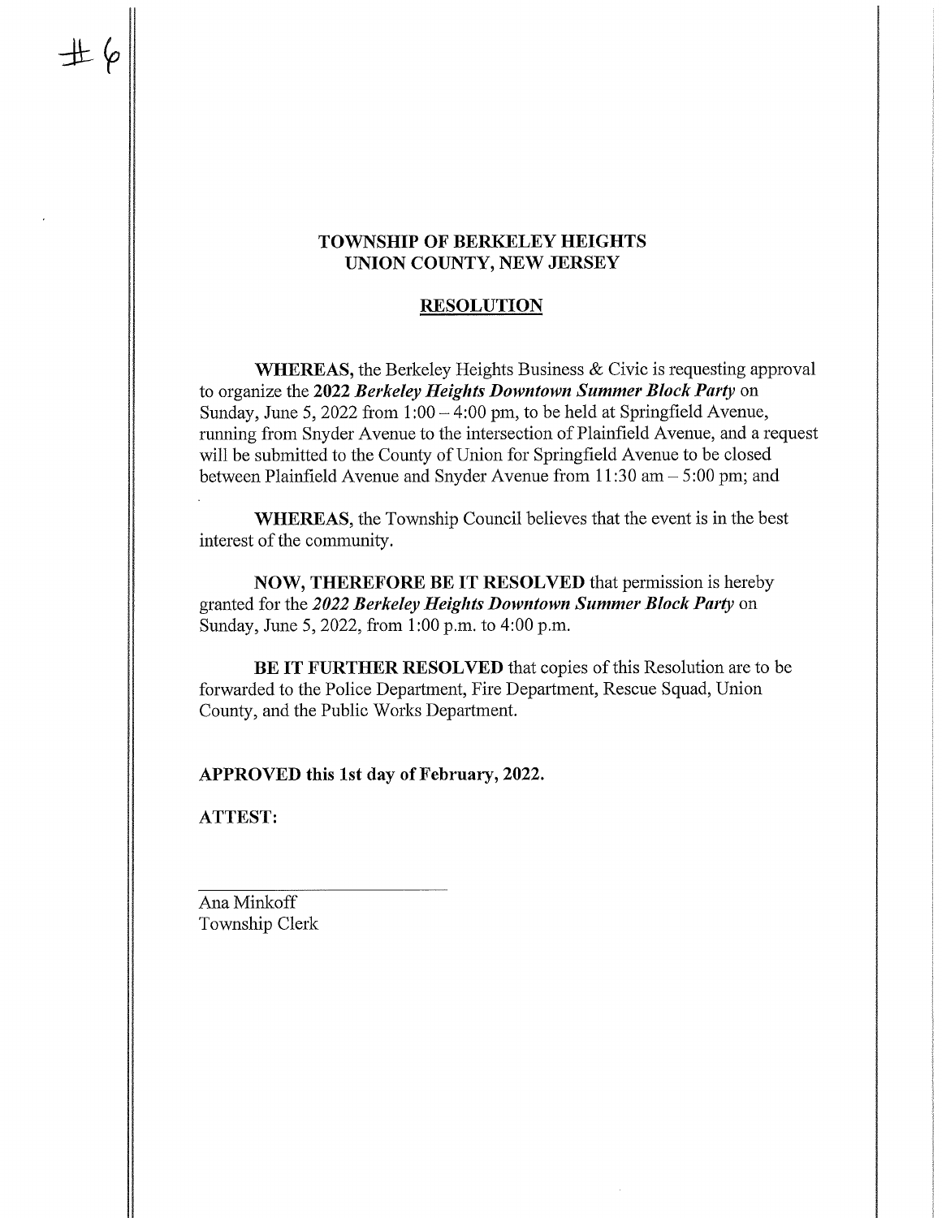#6

**TOWNSHIP OF BERKELEY HEIGHTS**
**UNION COUNTY, NEW JERSEY**

**RESOLUTION**

**WHEREAS,** the Berkeley Heights Business & Civic is requesting approval to organize the **2022 *Berkeley Heights Downtown Summer Block Party*** on Sunday, June 5, 2022 from 1:00 – 4:00 pm, to be held at Springfield Avenue, running from Snyder Avenue to the intersection of Plainfield Avenue, and a request will be submitted to the County of Union for Springfield Avenue to be closed between Plainfield Avenue and Snyder Avenue from 11:30 am – 5:00 pm; and

**WHEREAS,** the Township Council believes that the event is in the best interest of the community.

**NOW, THEREFORE BE IT RESOLVED** that permission is hereby granted for the ***2022 Berkeley Heights Downtown Summer Block Party*** on Sunday, June 5, 2022, from 1:00 p.m. to 4:00 p.m.

**BE IT FURTHER RESOLVED** that copies of this Resolution are to be forwarded to the Police Department, Fire Department, Rescue Squad, Union County, and the Public Works Department.

**APPROVED this 1st day of February, 2022.**

**ATTEST:**

\_\_\_\_\_\_\_\_\_\_\_\_\_\_\_\_\_\_\_\_\_\_\_\_\_\_\_\_

Ana Minkoff
Township Clerk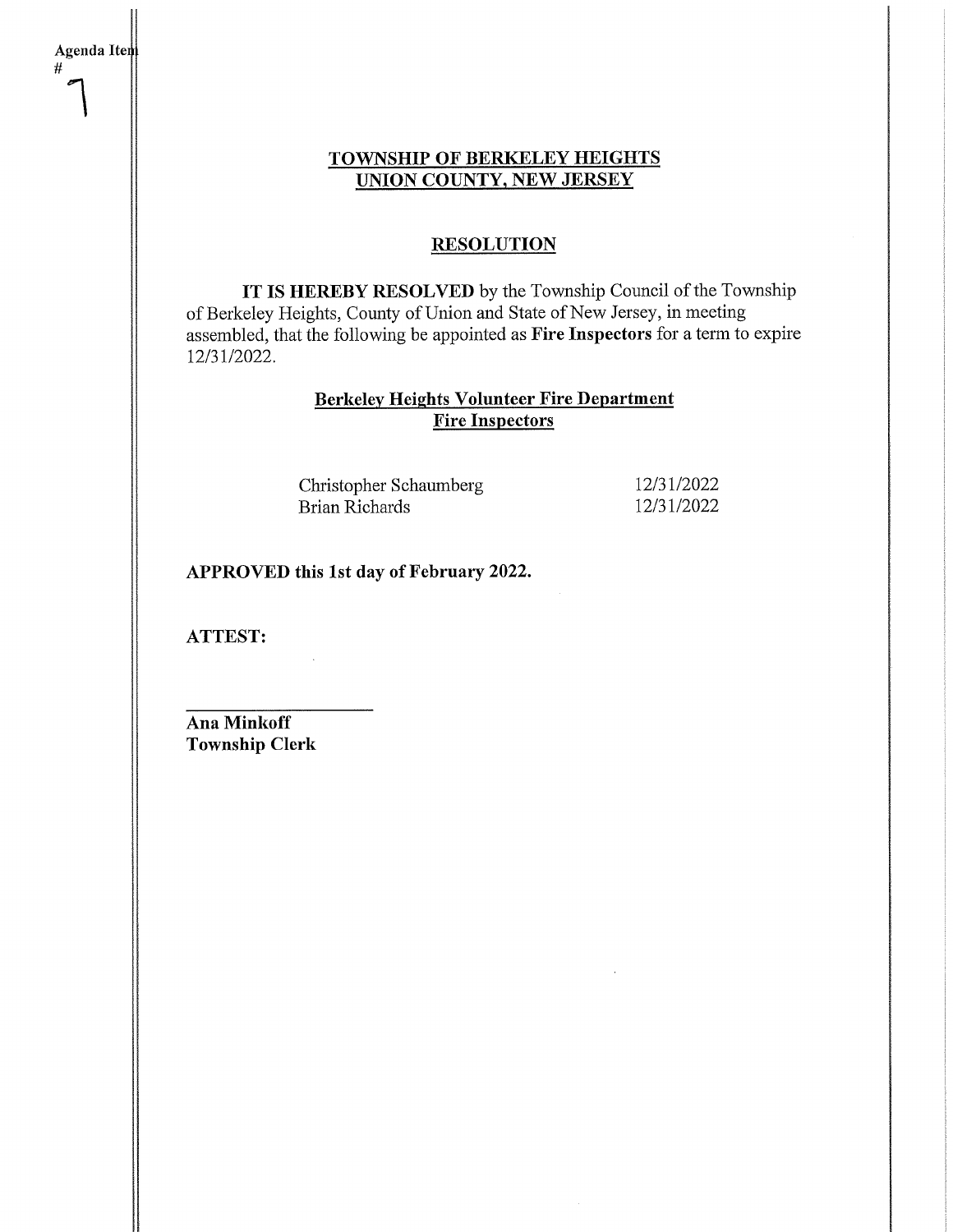Agenda Item # 7

## TOWNSHIP OF BERKELEY HEIGHTS
## UNION COUNTY, NEW JERSEY

### RESOLUTION

**IT IS HEREBY RESOLVED** by the Township Council of the Township of Berkeley Heights, County of Union and State of New Jersey, in meeting assembled, that the following be appointed as **Fire Inspectors** for a term to expire 12/31/2022.

**Berkeley Heights Volunteer Fire Department**
**Fire Inspectors**

| | |
|---|---|
| Christopher Schaumberg | 12/31/2022 |
| Brian Richards | 12/31/2022 |

**APPROVED this 1st day of February 2022.**

**ATTEST:**

______________________
**Ana Minkoff**
**Township Clerk**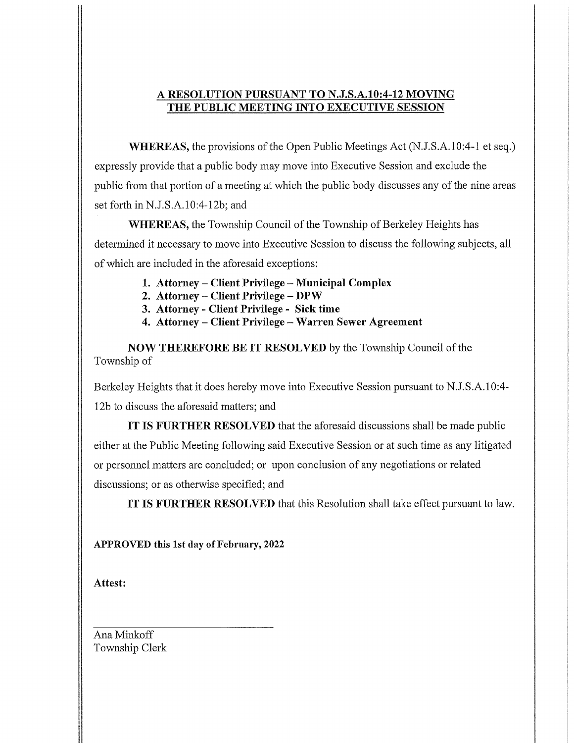## A RESOLUTION PURSUANT TO N.J.S.A.10:4-12 MOVING THE PUBLIC MEETING INTO EXECUTIVE SESSION

**WHEREAS,** the provisions of the Open Public Meetings Act (N.J.S.A.10:4-1 et seq.) expressly provide that a public body may move into Executive Session and exclude the public from that portion of a meeting at which the public body discusses any of the nine areas set forth in N.J.S.A.10:4-12b; and

**WHEREAS,** the Township Council of the Township of Berkeley Heights has determined it necessary to move into Executive Session to discuss the following subjects, all of which are included in the aforesaid exceptions:

1. **Attorney – Client Privilege – Municipal Complex**
2. **Attorney – Client Privilege – DPW**
3. **Attorney - Client Privilege - Sick time**
4. **Attorney – Client Privilege – Warren Sewer Agreement**

**NOW THEREFORE BE IT RESOLVED** by the Township Council of the Township of Berkeley Heights that it does hereby move into Executive Session pursuant to N.J.S.A.10:4-12b to discuss the aforesaid matters; and

**IT IS FURTHER RESOLVED** that the aforesaid discussions shall be made public either at the Public Meeting following said Executive Session or at such time as any litigated or personnel matters are concluded; or upon conclusion of any negotiations or related discussions; or as otherwise specified; and

**IT IS FURTHER RESOLVED** that this Resolution shall take effect pursuant to law.

**APPROVED this 1st day of February, 2022**

**Attest:**

\_\_\_\_\_\_\_\_\_\_\_\_\_\_\_\_\_\_\_\_\_\_\_\_\_\_\_\_\_\_

Ana Minkoff
Township Clerk